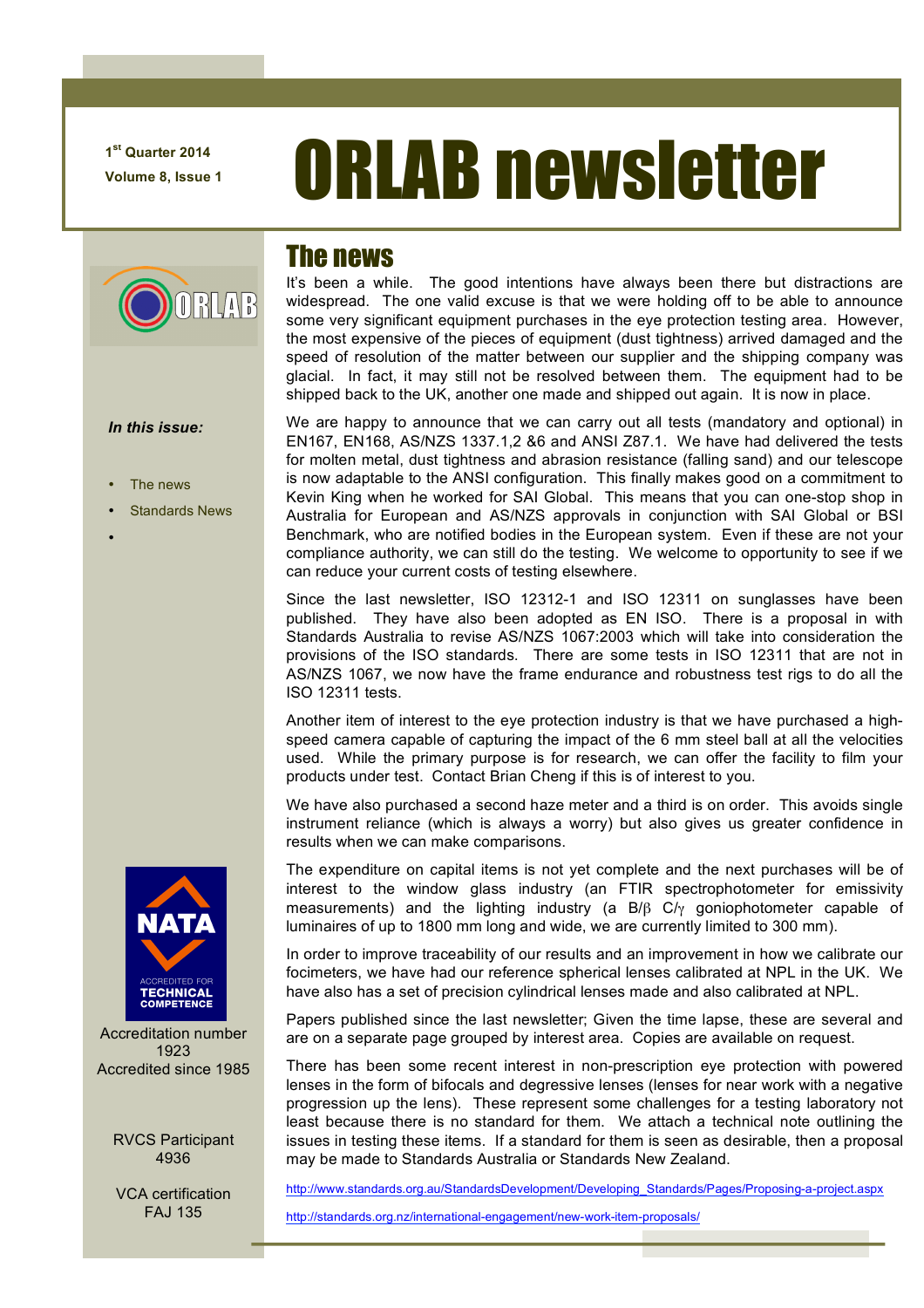1st Quarter 2014

Volume 8, Issue 1

# ORLAB newsletter

*In this issue:*

- The news
- Standards News

Accreditation number 1923

Accredited since 1985

RVCS Participant 4936

VCA certification FAJ 135

## The news

It's been a while. The good intentions have always been there but distractions are widespread. The one valid excuse is that we were holding off to be able to announce some very significant equipment purchases in the eye protection testing area. However, the most expensive of the pieces of equipment (dust tightness) arrived damaged and the speed of resolution of the matter between our supplier and the shipping company was glacial. In fact, it may still not be resolved between them. The equipment had to be shipped back to the UK, another one made and shipped out again. It is now in place.

We are happy to announce that we can carry out all tests (mandatory and optional) in EN167, EN168, AS/NZS 1337.1,2 &6 and ANSI Z87.1. We have had delivered the tests for molten metal, dust tightness and abrasion resistance (falling sand) and our telescope is now adaptable to the ANSI configuration. This finally makes good on a commitment to Kevin King when he worked for SAI Global. This means that you can one-stop shop in Australia for European and AS/NZS approvals in conjunction with SAI Global or BSI Benchmark, who are notified bodies in the European system. Even if these are not your compliance authority, we can still do the testing. We welcome to opportunity to see if we can reduce your current costs of testing elsewhere.

Since the last newsletter, ISO 12312-1 and ISO 12311 on sunglasses have been published. They have also been adopted as EN ISO. There is a proposal in with Standards Australia to revise AS/NZS 1067:2003 which will take into consideration the provisions of the ISO standards. There are some tests in ISO 12311 that are not in AS/NZS 1067, we now have the frame endurance and robustness test rigs to do all the ISO 12311 tests.

Another item of interest to the eye protection industry is that we have purchased a high-speed camera capable of capturing the impact of the 6 mm steel ball at all the velocities used. While the primary purpose is for research, we can offer the facility to film your products under test. Contact Brian Cheng if this is of interest to you.

We have also purchased a second haze meter and a third is on order. This avoids single instrument reliance (which is always a worry) but also gives us greater confidence in results when we can make comparisons.

The expenditure on capital items is not yet complete and the next purchases will be of interest to the window glass industry (an FTIR spectrophotometer for emissivity measurements) and the lighting industry (a B/β C/γ goniophotometer capable of luminaires of up to 1800 mm long and wide, we are currently limited to 300 mm).

In order to improve traceability of our results and an improvement in how we calibrate our focimeters, we have had our reference spherical lenses calibrated at NPL in the UK. We have also has a set of precision cylindrical lenses made and also calibrated at NPL.

Papers published since the last newsletter; Given the time lapse, these are several and are on a separate page grouped by interest area. Copies are available on request.

There has been some recent interest in non-prescription eye protection with powered lenses in the form of bifocals and degressive lenses (lenses for near work with a negative progression up the lens). These represent some challenges for a testing laboratory not least because there is no standard for them. We attach a technical note outlining the issues in testing these items. If a standard for them is seen as desirable, then a proposal may be made to Standards Australia or Standards New Zealand.

http://www.standards.org.au/StandardsDevelopment/Developing_Standards/Pages/Proposing-a-project.aspx

http://standards.org.nz/international-engagement/new-work-item-proposals/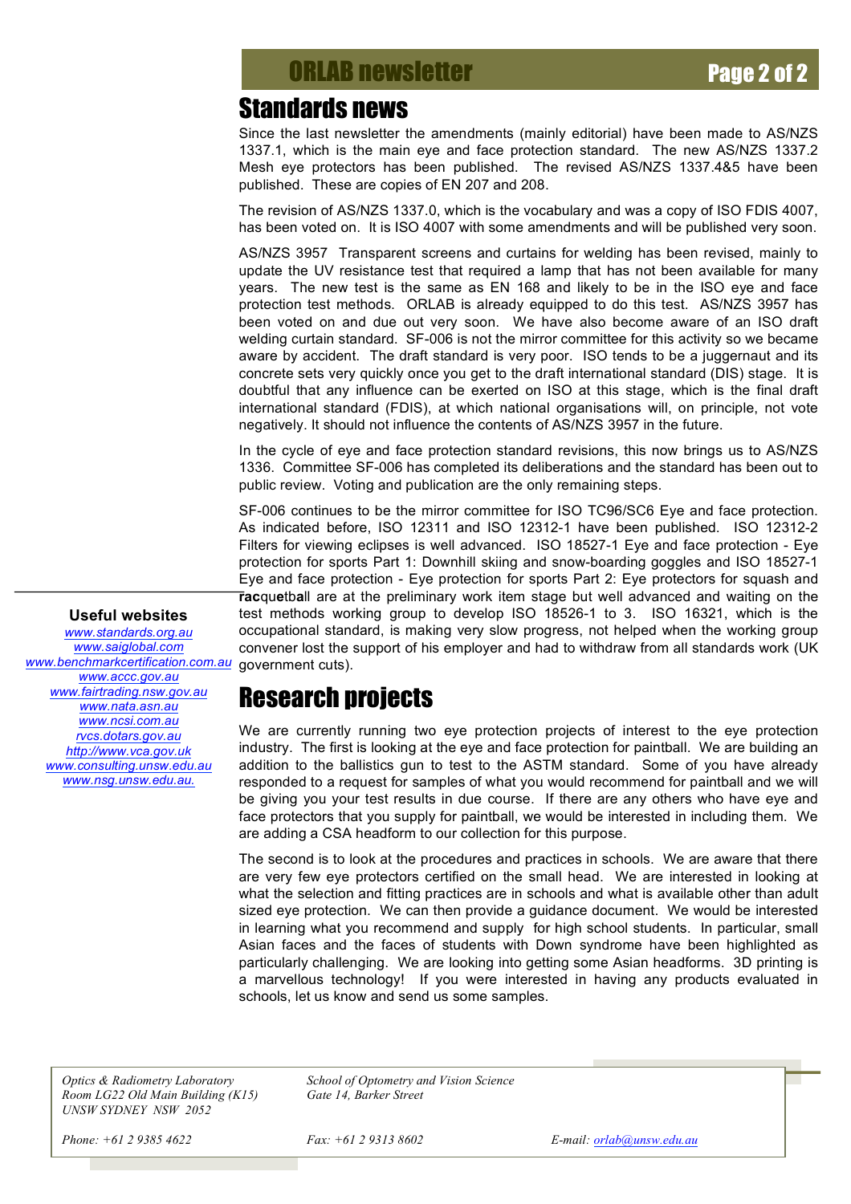## Standards news

Since the last newsletter the amendments (mainly editorial) have been made to AS/NZS 1337.1, which is the main eye and face protection standard. The new AS/NZS 1337.2 Mesh eye protectors has been published. The revised AS/NZS 1337.4&5 have been published. These are copies of EN 207 and 208.

The revision of AS/NZS 1337.0, which is the vocabulary and was a copy of ISO FDIS 4007, has been voted on. It is ISO 4007 with some amendments and will be published very soon.

AS/NZS 3957 Transparent screens and curtains for welding has been revised, mainly to update the UV resistance test that required a lamp that has not been available for many years. The new test is the same as EN 168 and likely to be in the ISO eye and face protection test methods. ORLAB is already equipped to do this test. AS/NZS 3957 has been voted on and due out very soon. We have also become aware of an ISO draft welding curtain standard. SF-006 is not the mirror committee for this activity so we became aware by accident. The draft standard is very poor. ISO tends to be a juggernaut and its concrete sets very quickly once you get to the draft international standard (DIS) stage. It is doubtful that any influence can be exerted on ISO at this stage, which is the final draft international standard (FDIS), at which national organisations will, on principle, not vote negatively. It should not influence the contents of AS/NZS 3957 in the future.

In the cycle of eye and face protection standard revisions, this now brings us to AS/NZS 1336. Committee SF-006 has completed its deliberations and the standard has been out to public review. Voting and publication are the only remaining steps.

SF-006 continues to be the mirror committee for ISO TC96/SC6 Eye and face protection. As indicated before, ISO 12311 and ISO 12312-1 have been published. ISO 12312-2 Filters for viewing eclipses is well advanced. ISO 18527-1 Eye and face protection - Eye protection for sports Part 1: Downhill skiing and snow-boarding goggles and ISO 18527-1 Eye and face protection - Eye protection for sports Part 2: Eye protectors for squash and racquetball are at the preliminary work item stage but well advanced and waiting on the test methods working group to develop ISO 18526-1 to 3. ISO 16321, which is the occupational standard, is making very slow progress, not helped when the working group convener lost the support of his employer and had to withdraw from all standards work (UK government cuts).

### Useful websites

www.standards.org.au
www.saiglobal.com
www.benchmarkcertification.com.au
www.accc.gov.au
www.fairtrading.nsw.gov.au
www.nata.asn.au
www.ncsi.com.au
rvcs.dotars.gov.au
http://www.vca.gov.uk
www.consulting.unsw.edu.au
www.nsg.unsw.edu.au.

## Research projects

We are currently running two eye protection projects of interest to the eye protection industry. The first is looking at the eye and face protection for paintball. We are building an addition to the ballistics gun to test to the ASTM standard. Some of you have already responded to a request for samples of what you would recommend for paintball and we will be giving you your test results in due course. If there are any others who have eye and face protectors that you supply for paintball, we would be interested in including them. We are adding a CSA headform to our collection for this purpose.

The second is to look at the procedures and practices in schools. We are aware that there are very few eye protectors certified on the small head. We are interested in looking at what the selection and fitting practices are in schools and what is available other than adult sized eye protection. We can then provide a guidance document. We would be interested in learning what you recommend and supply for high school students. In particular, small Asian faces and the faces of students with Down syndrome have been highlighted as particularly challenging. We are looking into getting some Asian headforms. 3D printing is a marvellous technology! If you were interested in having any products evaluated in schools, let us know and send us some samples.

*Optics & Radiometry Laboratory*
*Room LG22 Old Main Building (K15)*
*UNSW SYDNEY NSW 2052*

*School of Optometry and Vision Science*
*Gate 14, Barker Street*

*Phone: +61 2 9385 4622* *Fax: +61 2 9313 8602* *E-mail: orlab@unsw.edu.au*